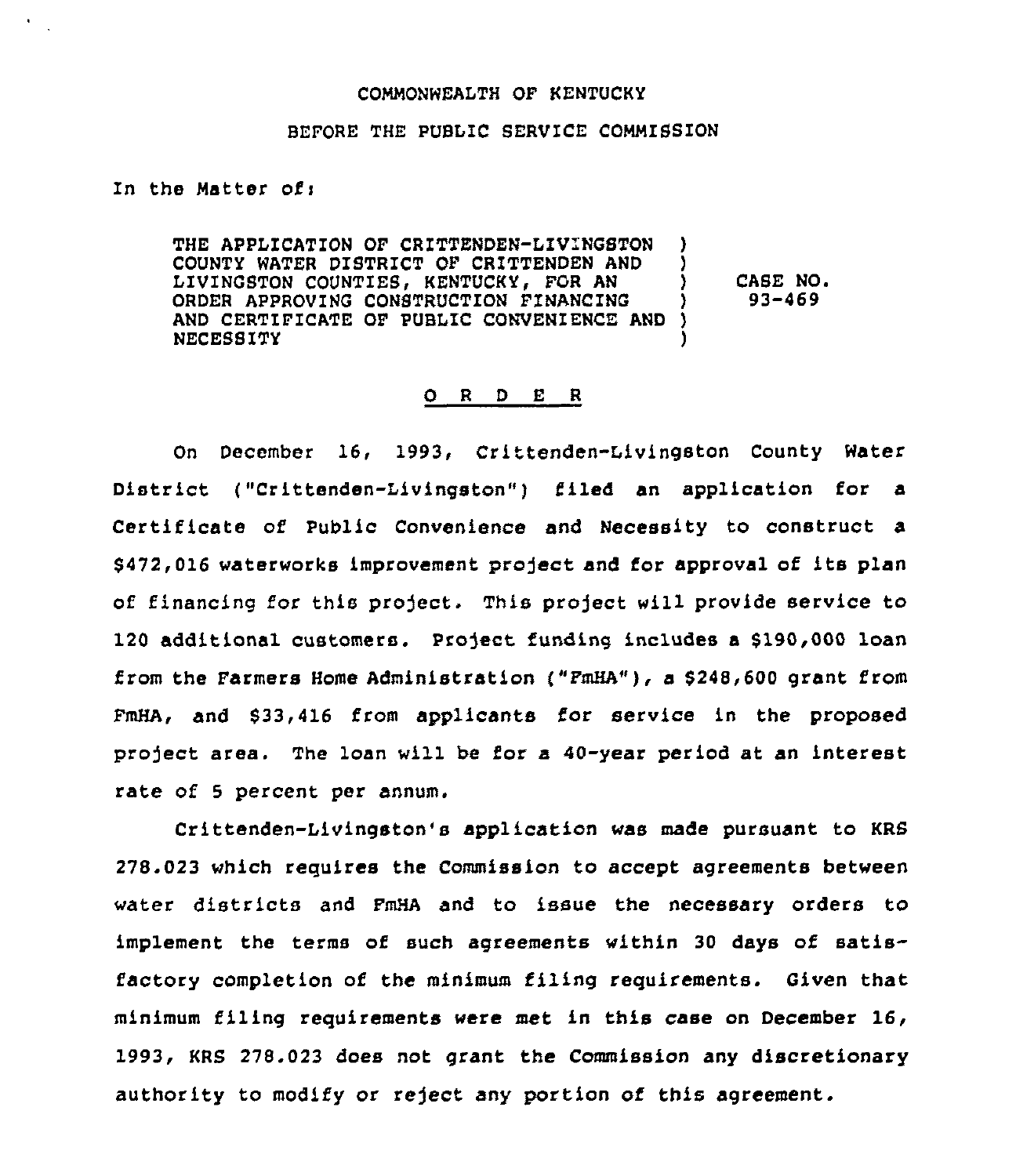COMMONWEALTH OF KENTUCKY

BEFORE THE PUBLIC SERVICE COMMISSION

In the Matter of:

| | | |
|---|---|---|
| THE APPLICATION OF CRITTENDEN-LIVINGSTON COUNTY WATER DISTRICT OF CRITTENDEN AND LIVINGSTON COUNTIES, KENTUCKY, FOR AN ORDER APPROVING CONSTRUCTION FINANCING AND CERTIFICATE OF PUBLIC CONVENIENCE AND NECESSITY | ) | CASE NO. 93-469 |

## O R D E R

On December 16, 1993, Crittenden-Livingston County Water District ("Crittenden-Livingston") filed an application for a Certificate of Public Convenience and Necessity to construct a $472,016 waterworks improvement project and for approval of its plan of financing for this project. This project will provide service to 120 additional customers. Project funding includes a $190,000 loan from the Farmers Home Administration ("FmHA"), a $248,600 grant from FmHA, and $33,416 from applicants for service in the proposed project area. The loan will be for a 40-year period at an interest rate of 5 percent per annum.

Crittenden-Livingston's application was made pursuant to KRS 278.023 which requires the Commission to accept agreements between water districts and FmHA and to issue the necessary orders to implement the terms of such agreements within 30 days of satisfactory completion of the minimum filing requirements. Given that minimum filing requirements were met in this case on December 16, 1993, KRS 278.023 does not grant the Commission any discretionary authority to modify or reject any portion of this agreement.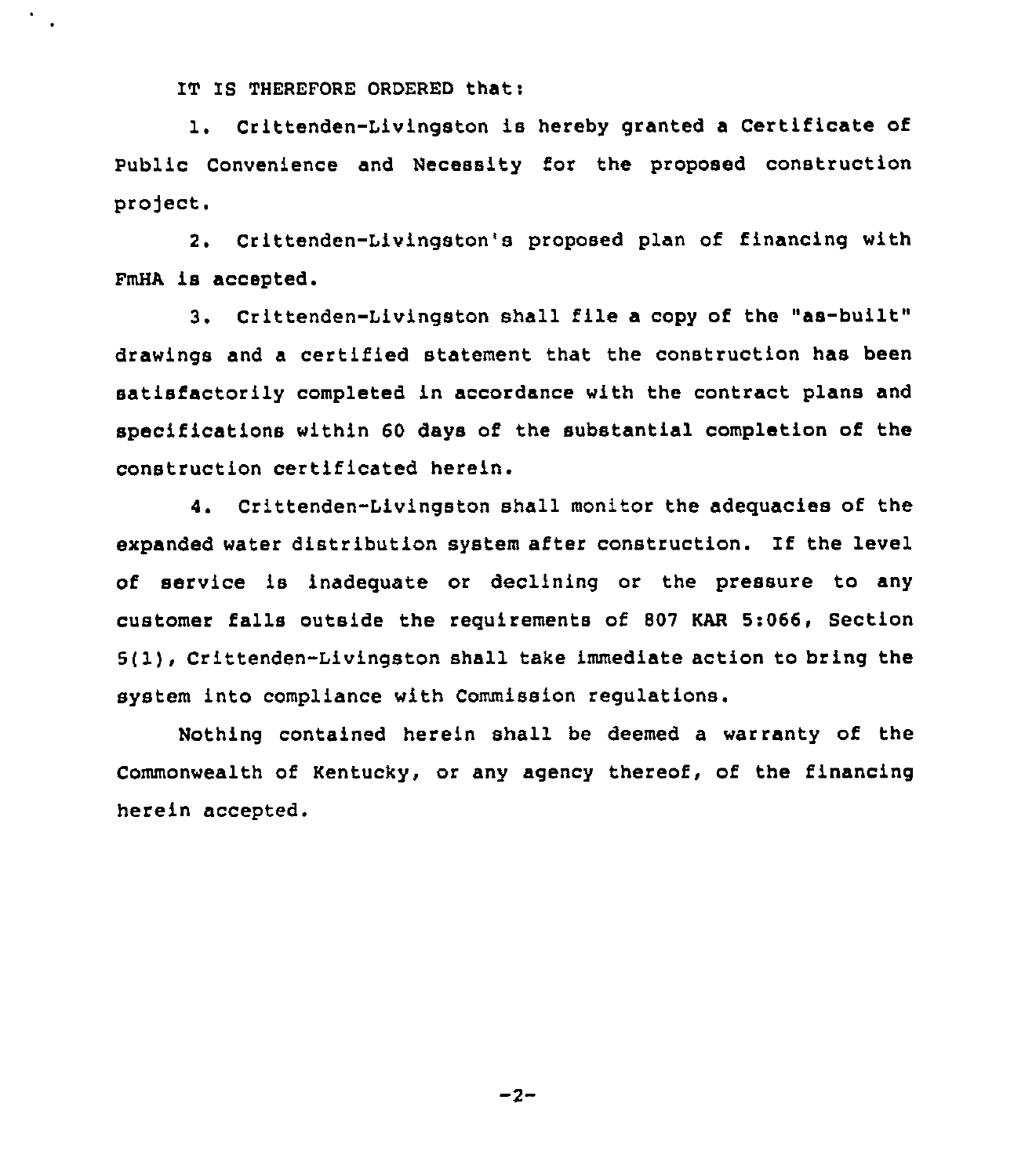IT IS THEREFORE ORDERED that:

1. Crittenden-Livingston is hereby granted a Certificate of Public Convenience and Necessity for the proposed construction project.

2. Crittenden-Livingston's proposed plan of financing with FmHA is accepted.

3. Crittenden-Livingston shall file a copy of the "as-built" drawings and a certified statement that the construction has been satisfactorily completed in accordance with the contract plans and specifications within 60 days of the substantial completion of the construction certificated herein.

4. Crittenden-Livingston shall monitor the adequacies of the expanded water distribution system after construction. If the level of service is inadequate or declining or the pressure to any customer falls outside the requirements of 807 KAR 5:066, Section 5(1), Crittenden-Livingston shall take immediate action to bring the system into compliance with Commission regulations.

Nothing contained herein shall be deemed a warranty of the Commonwealth of Kentucky, or any agency thereof, of the financing herein accepted.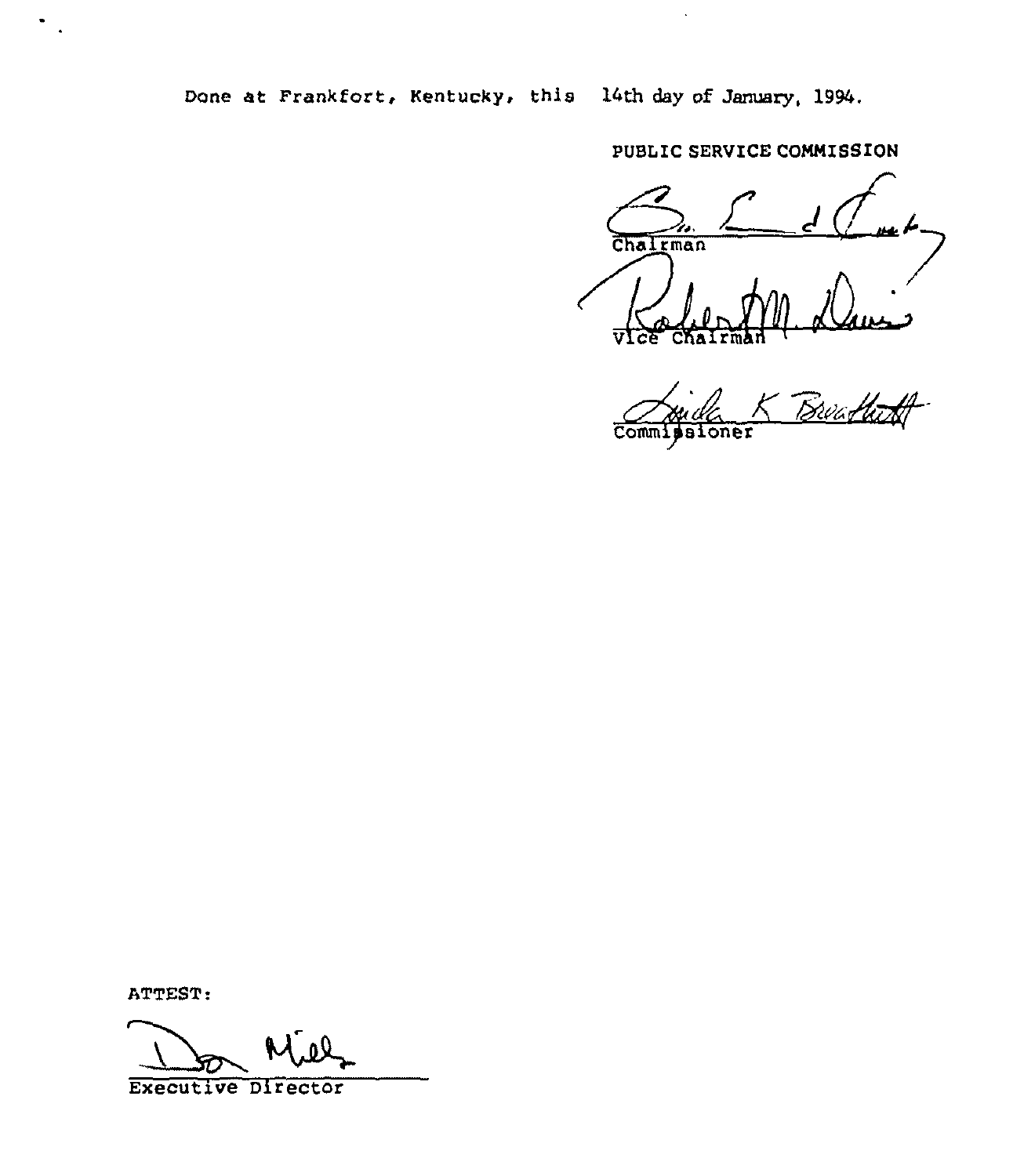Done at Frankfort, Kentucky, this 14th day of January, 1994.

PUBLIC SERVICE COMMISSION

Chairman

Vice Chairman

Commissioner

ATTEST:

Executive Director